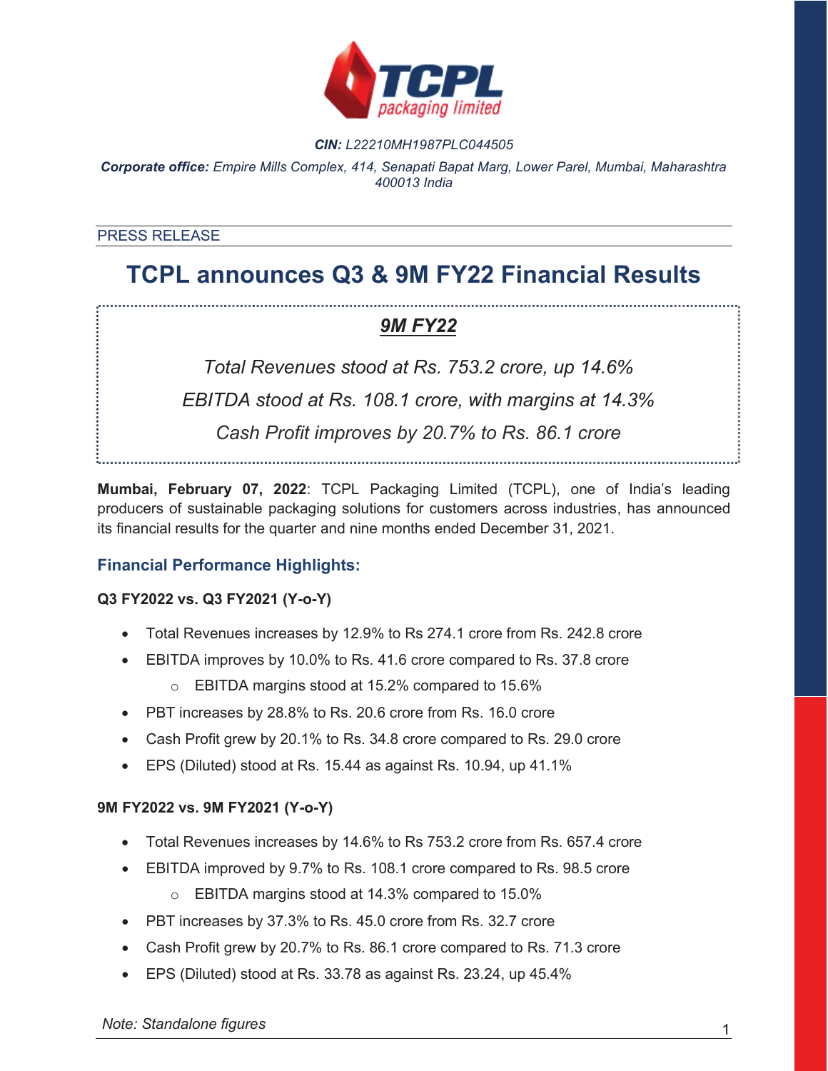**CIN:** *L22210MH1987PLC044505*

***Corporate office:*** *Empire Mills Complex, 414, Senapati Bapat Marg, Lower Parel, Mumbai, Maharashtra 400013 India*

PRESS RELEASE

# TCPL announces Q3 & 9M FY22 Financial Results

***9M FY22***

*Total Revenues stood at Rs. 753.2 crore, up 14.6%*

*EBITDA stood at Rs. 108.1 crore, with margins at 14.3%*

*Cash Profit improves by 20.7% to Rs. 86.1 crore*

**Mumbai, February 07, 2022**: TCPL Packaging Limited (TCPL), one of India's leading producers of sustainable packaging solutions for customers across industries, has announced its financial results for the quarter and nine months ended December 31, 2021.

## Financial Performance Highlights:

**Q3 FY2022 vs. Q3 FY2021 (Y-o-Y)**

- Total Revenues increases by 12.9% to Rs 274.1 crore from Rs. 242.8 crore
- EBITDA improves by 10.0% to Rs. 41.6 crore compared to Rs. 37.8 crore
  - EBITDA margins stood at 15.2% compared to 15.6%
- PBT increases by 28.8% to Rs. 20.6 crore from Rs. 16.0 crore
- Cash Profit grew by 20.1% to Rs. 34.8 crore compared to Rs. 29.0 crore
- EPS (Diluted) stood at Rs. 15.44 as against Rs. 10.94, up 41.1%

**9M FY2022 vs. 9M FY2021 (Y-o-Y)**

- Total Revenues increases by 14.6% to Rs 753.2 crore from Rs. 657.4 crore
- EBITDA improved by 9.7% to Rs. 108.1 crore compared to Rs. 98.5 crore
  - EBITDA margins stood at 14.3% compared to 15.0%
- PBT increases by 37.3% to Rs. 45.0 crore from Rs. 32.7 crore
- Cash Profit grew by 20.7% to Rs. 86.1 crore compared to Rs. 71.3 crore
- EPS (Diluted) stood at Rs. 33.78 as against Rs. 23.24, up 45.4%

*Note: Standalone figures*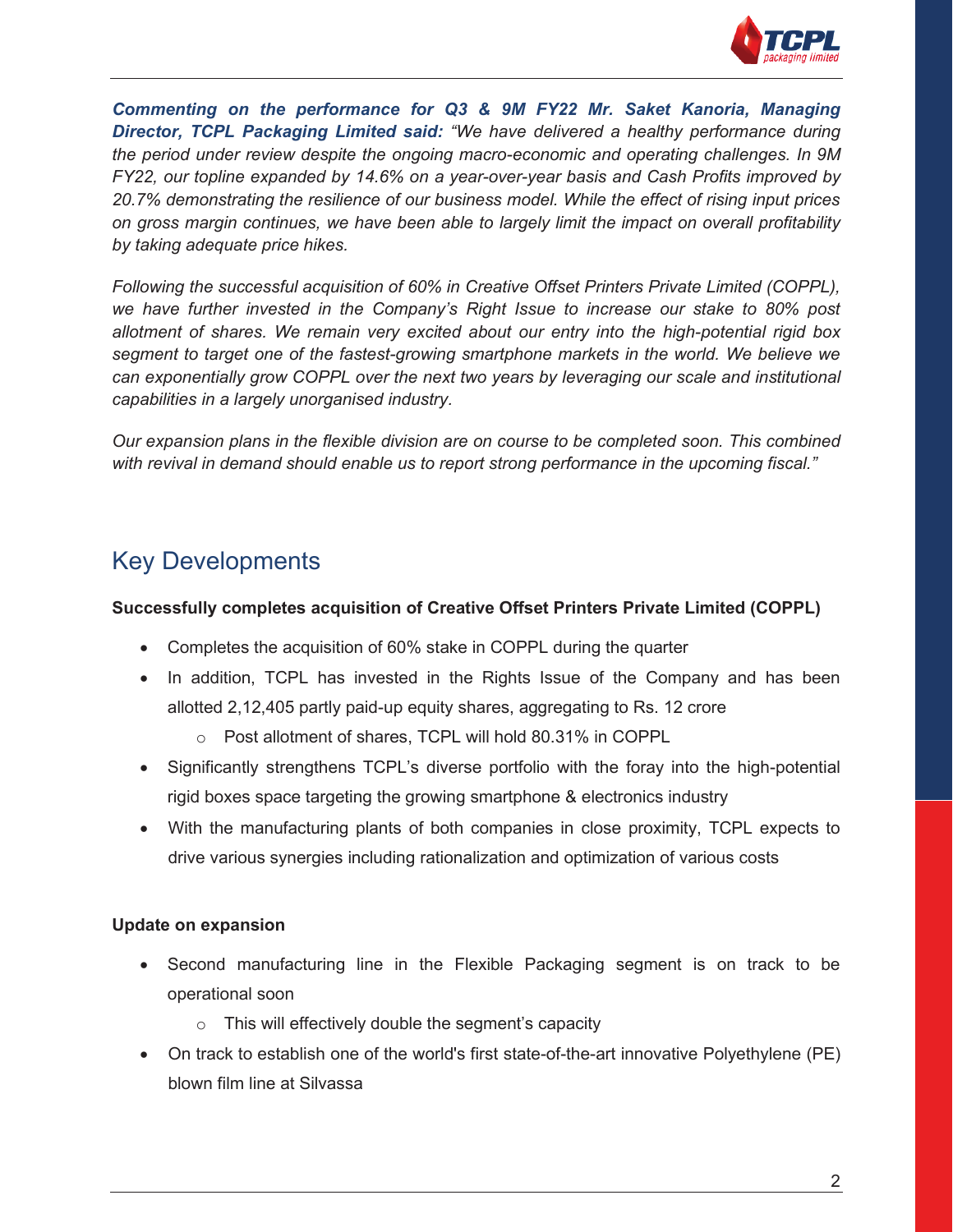***Commenting on the performance for Q3 & 9M FY22 Mr. Saket Kanoria, Managing Director, TCPL Packaging Limited said:*** *"We have delivered a healthy performance during the period under review despite the ongoing macro-economic and operating challenges. In 9M FY22, our topline expanded by 14.6% on a year-over-year basis and Cash Profits improved by 20.7% demonstrating the resilience of our business model. While the effect of rising input prices on gross margin continues, we have been able to largely limit the impact on overall profitability by taking adequate price hikes.*

*Following the successful acquisition of 60% in Creative Offset Printers Private Limited (COPPL), we have further invested in the Company's Right Issue to increase our stake to 80% post allotment of shares. We remain very excited about our entry into the high-potential rigid box segment to target one of the fastest-growing smartphone markets in the world. We believe we can exponentially grow COPPL over the next two years by leveraging our scale and institutional capabilities in a largely unorganised industry.*

*Our expansion plans in the flexible division are on course to be completed soon. This combined with revival in demand should enable us to report strong performance in the upcoming fiscal."*

## Key Developments

**Successfully completes acquisition of Creative Offset Printers Private Limited (COPPL)**

- Completes the acquisition of 60% stake in COPPL during the quarter
- In addition, TCPL has invested in the Rights Issue of the Company and has been allotted 2,12,405 partly paid-up equity shares, aggregating to Rs. 12 crore
    - Post allotment of shares, TCPL will hold 80.31% in COPPL
- Significantly strengthens TCPL's diverse portfolio with the foray into the high-potential rigid boxes space targeting the growing smartphone & electronics industry
- With the manufacturing plants of both companies in close proximity, TCPL expects to drive various synergies including rationalization and optimization of various costs

**Update on expansion**

- Second manufacturing line in the Flexible Packaging segment is on track to be operational soon
    - This will effectively double the segment's capacity
- On track to establish one of the world's first state-of-the-art innovative Polyethylene (PE) blown film line at Silvassa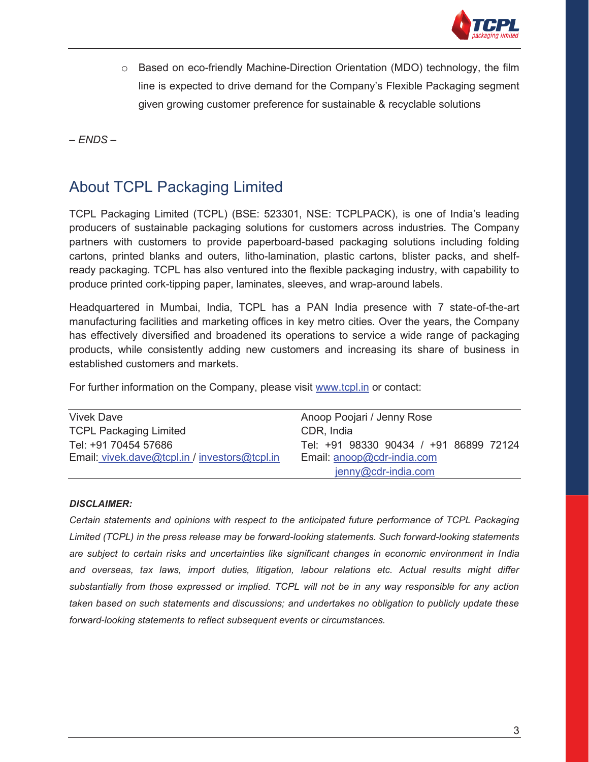- Based on eco-friendly Machine-Direction Orientation (MDO) technology, the film line is expected to drive demand for the Company's Flexible Packaging segment given growing customer preference for sustainable & recyclable solutions

*– ENDS –*

## About TCPL Packaging Limited

TCPL Packaging Limited (TCPL) (BSE: 523301, NSE: TCPLPACK), is one of India's leading producers of sustainable packaging solutions for customers across industries. The Company partners with customers to provide paperboard-based packaging solutions including folding cartons, printed blanks and outers, litho-lamination, plastic cartons, blister packs, and shelf-ready packaging. TCPL has also ventured into the flexible packaging industry, with capability to produce printed cork-tipping paper, laminates, sleeves, and wrap-around labels.

Headquartered in Mumbai, India, TCPL has a PAN India presence with 7 state-of-the-art manufacturing facilities and marketing offices in key metro cities. Over the years, the Company has effectively diversified and broadened its operations to service a wide range of packaging products, while consistently adding new customers and increasing its share of business in established customers and markets.

For further information on the Company, please visit www.tcpl.in or contact:

| | |
|---|---|
| Vivek Dave<br>TCPL Packaging Limited<br>Tel: +91 70454 57686<br>Email: vivek.dave@tcpl.in / investors@tcpl.in | Anoop Poojari / Jenny Rose<br>CDR, India<br>Tel: +91 98330 90434 / +91 86899 72124<br>Email: anoop@cdr-india.com<br>jenny@cdr-india.com |

***DISCLAIMER:***

*Certain statements and opinions with respect to the anticipated future performance of TCPL Packaging Limited (TCPL) in the press release may be forward-looking statements. Such forward-looking statements are subject to certain risks and uncertainties like significant changes in economic environment in India and overseas, tax laws, import duties, litigation, labour relations etc. Actual results might differ substantially from those expressed or implied. TCPL will not be in any way responsible for any action taken based on such statements and discussions; and undertakes no obligation to publicly update these forward-looking statements to reflect subsequent events or circumstances.*